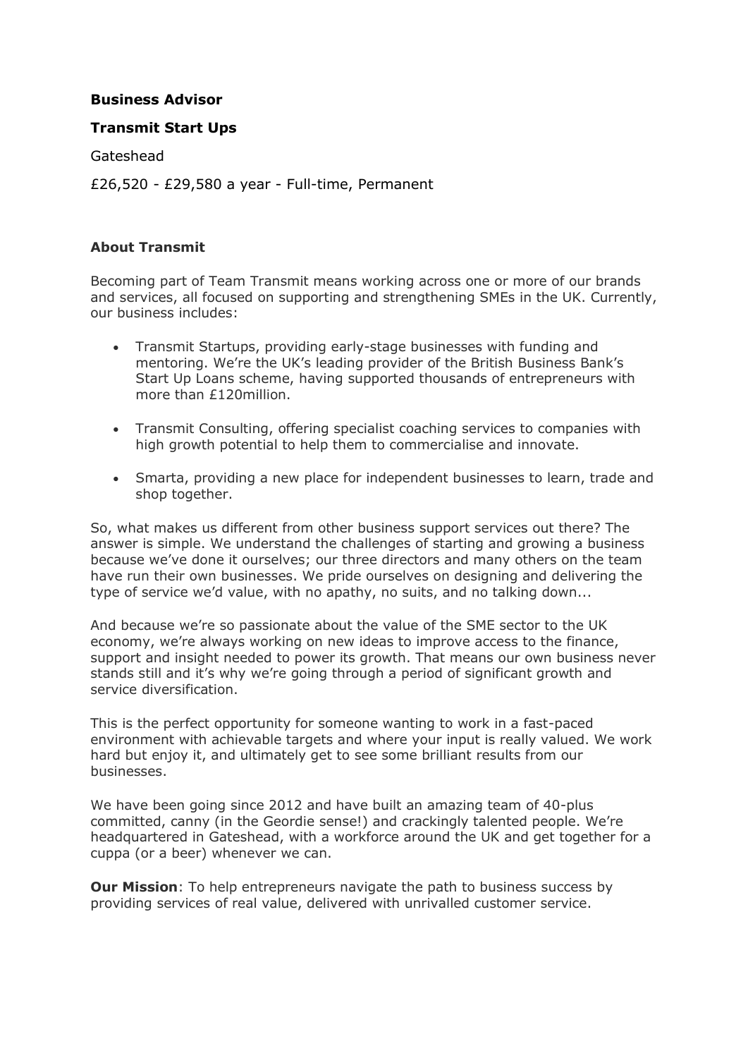**Business Advisor**

**Transmit Start Ups**

Gateshead

£26,520 - £29,580 a year - Full-time, Permanent

**About Transmit**

Becoming part of Team Transmit means working across one or more of our brands and services, all focused on supporting and strengthening SMEs in the UK. Currently, our business includes:

- Transmit Startups, providing early-stage businesses with funding and mentoring. We're the UK's leading provider of the British Business Bank's Start Up Loans scheme, having supported thousands of entrepreneurs with more than £120million.
- Transmit Consulting, offering specialist coaching services to companies with high growth potential to help them to commercialise and innovate.
- Smarta, providing a new place for independent businesses to learn, trade and shop together.

So, what makes us different from other business support services out there? The answer is simple. We understand the challenges of starting and growing a business because we've done it ourselves; our three directors and many others on the team have run their own businesses. We pride ourselves on designing and delivering the type of service we'd value, with no apathy, no suits, and no talking down...

And because we're so passionate about the value of the SME sector to the UK economy, we're always working on new ideas to improve access to the finance, support and insight needed to power its growth. That means our own business never stands still and it's why we're going through a period of significant growth and service diversification.

This is the perfect opportunity for someone wanting to work in a fast-paced environment with achievable targets and where your input is really valued. We work hard but enjoy it, and ultimately get to see some brilliant results from our businesses.

We have been going since 2012 and have built an amazing team of 40-plus committed, canny (in the Geordie sense!) and crackingly talented people. We're headquartered in Gateshead, with a workforce around the UK and get together for a cuppa (or a beer) whenever we can.

**Our Mission**: To help entrepreneurs navigate the path to business success by providing services of real value, delivered with unrivalled customer service.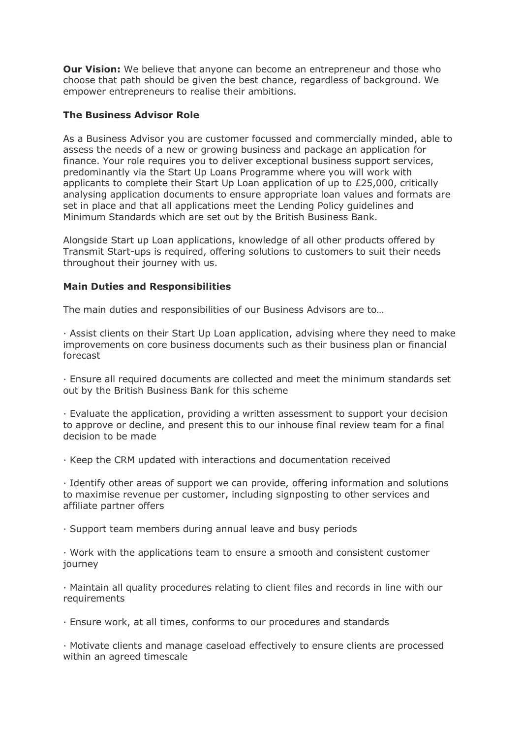**Our Vision:** We believe that anyone can become an entrepreneur and those who choose that path should be given the best chance, regardless of background. We empower entrepreneurs to realise their ambitions.

**The Business Advisor Role**

As a Business Advisor you are customer focussed and commercially minded, able to assess the needs of a new or growing business and package an application for finance. Your role requires you to deliver exceptional business support services, predominantly via the Start Up Loans Programme where you will work with applicants to complete their Start Up Loan application of up to £25,000, critically analysing application documents to ensure appropriate loan values and formats are set in place and that all applications meet the Lending Policy guidelines and Minimum Standards which are set out by the British Business Bank.

Alongside Start up Loan applications, knowledge of all other products offered by Transmit Start-ups is required, offering solutions to customers to suit their needs throughout their journey with us.

**Main Duties and Responsibilities**

The main duties and responsibilities of our Business Advisors are to…

· Assist clients on their Start Up Loan application, advising where they need to make improvements on core business documents such as their business plan or financial forecast

· Ensure all required documents are collected and meet the minimum standards set out by the British Business Bank for this scheme

· Evaluate the application, providing a written assessment to support your decision to approve or decline, and present this to our inhouse final review team for a final decision to be made

· Keep the CRM updated with interactions and documentation received

· Identify other areas of support we can provide, offering information and solutions to maximise revenue per customer, including signposting to other services and affiliate partner offers

· Support team members during annual leave and busy periods

· Work with the applications team to ensure a smooth and consistent customer journey

· Maintain all quality procedures relating to client files and records in line with our requirements

· Ensure work, at all times, conforms to our procedures and standards

· Motivate clients and manage caseload effectively to ensure clients are processed within an agreed timescale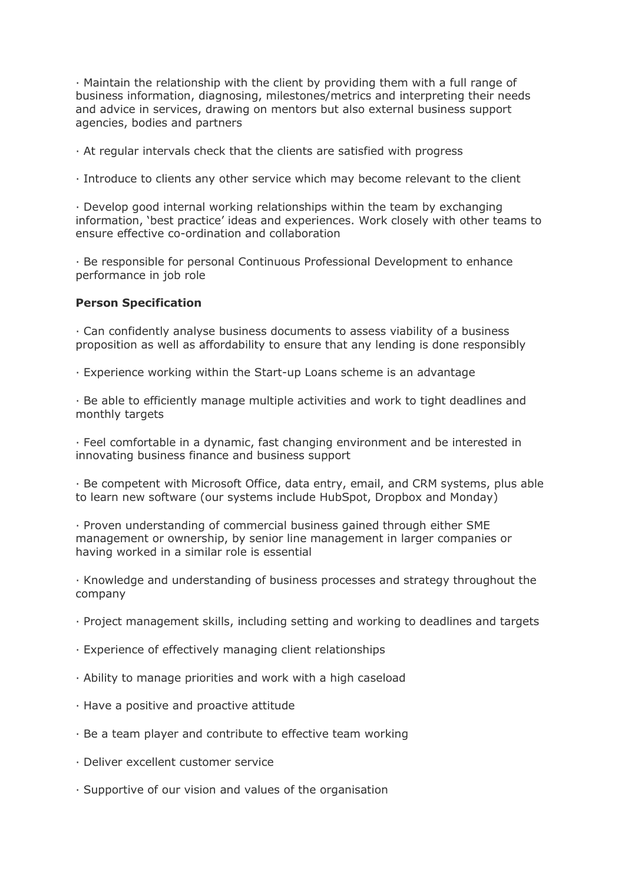· Maintain the relationship with the client by providing them with a full range of business information, diagnosing, milestones/metrics and interpreting their needs and advice in services, drawing on mentors but also external business support agencies, bodies and partners

· At regular intervals check that the clients are satisfied with progress

· Introduce to clients any other service which may become relevant to the client

· Develop good internal working relationships within the team by exchanging information, 'best practice' ideas and experiences. Work closely with other teams to ensure effective co-ordination and collaboration

· Be responsible for personal Continuous Professional Development to enhance performance in job role

**Person Specification**

· Can confidently analyse business documents to assess viability of a business proposition as well as affordability to ensure that any lending is done responsibly

· Experience working within the Start-up Loans scheme is an advantage

· Be able to efficiently manage multiple activities and work to tight deadlines and monthly targets

· Feel comfortable in a dynamic, fast changing environment and be interested in innovating business finance and business support

· Be competent with Microsoft Office, data entry, email, and CRM systems, plus able to learn new software (our systems include HubSpot, Dropbox and Monday)

· Proven understanding of commercial business gained through either SME management or ownership, by senior line management in larger companies or having worked in a similar role is essential

· Knowledge and understanding of business processes and strategy throughout the company

· Project management skills, including setting and working to deadlines and targets

· Experience of effectively managing client relationships

· Ability to manage priorities and work with a high caseload

· Have a positive and proactive attitude

· Be a team player and contribute to effective team working

· Deliver excellent customer service

· Supportive of our vision and values of the organisation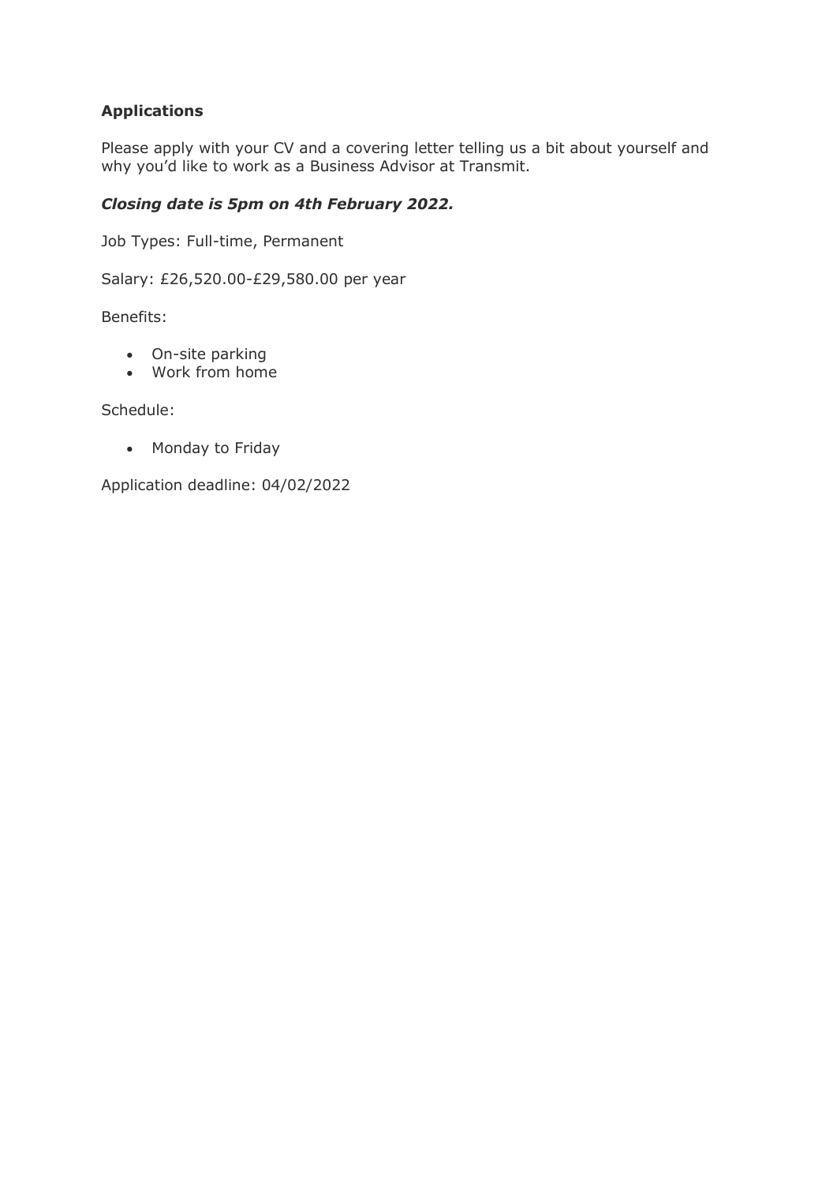**Applications**

Please apply with your CV and a covering letter telling us a bit about yourself and why you'd like to work as a Business Advisor at Transmit.

***Closing date is 5pm on 4th February 2022.***

Job Types: Full-time, Permanent

Salary: £26,520.00-£29,580.00 per year

Benefits:

- On-site parking
- Work from home

Schedule:

- Monday to Friday

Application deadline: 04/02/2022